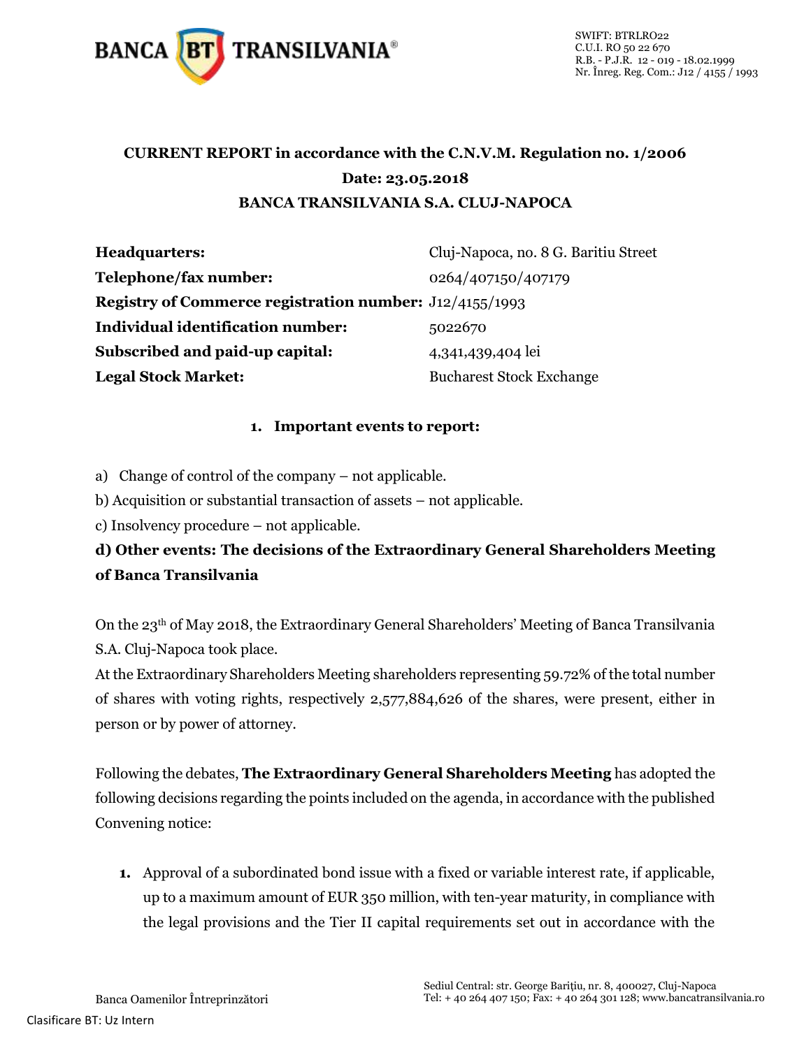**CURRENT REPORT in accordance with the C.N.V.M. Regulation no. 1/2006**

**Date: 23.05.2018**

**BANCA TRANSILVANIA S.A. CLUJ-NAPOCA**

| | |
|---|---|
| **Headquarters:** | Cluj-Napoca, no. 8 G. Baritiu Street |
| **Telephone/fax number:** | 0264/407150/407179 |
| **Registry of Commerce registration number:** | J12/4155/1993 |
| **Individual identification number:** | 5022670 |
| **Subscribed and paid-up capital:** | 4,341,439,404 lei |
| **Legal Stock Market:** | Bucharest Stock Exchange |

**1. Important events to report:**

a) Change of control of the company – not applicable.

b) Acquisition or substantial transaction of assets – not applicable.

c) Insolvency procedure – not applicable.

**d) Other events: The decisions of the Extraordinary General Shareholders Meeting of Banca Transilvania**

On the 23th of May 2018, the Extraordinary General Shareholders' Meeting of Banca Transilvania S.A. Cluj-Napoca took place.

At the Extraordinary Shareholders Meeting shareholders representing 59.72% of the total number of shares with voting rights, respectively 2,577,884,626 of the shares, were present, either in person or by power of attorney.

Following the debates, **The Extraordinary General Shareholders Meeting** has adopted the following decisions regarding the points included on the agenda, in accordance with the published Convening notice:

1. Approval of a subordinated bond issue with a fixed or variable interest rate, if applicable, up to a maximum amount of EUR 350 million, with ten-year maturity, in compliance with the legal provisions and the Tier II capital requirements set out in accordance with the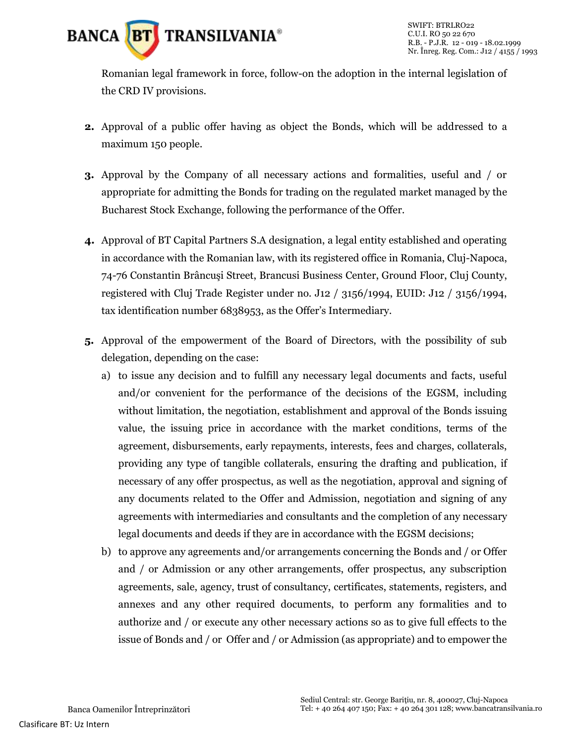Romanian legal framework in force, follow-on the adoption in the internal legislation of the CRD IV provisions.

2. Approval of a public offer having as object the Bonds, which will be addressed to a maximum 150 people.

3. Approval by the Company of all necessary actions and formalities, useful and / or appropriate for admitting the Bonds for trading on the regulated market managed by the Bucharest Stock Exchange, following the performance of the Offer.

4. Approval of BT Capital Partners S.A designation, a legal entity established and operating in accordance with the Romanian law, with its registered office in Romania, Cluj-Napoca, 74-76 Constantin Brâncuşi Street, Brancusi Business Center, Ground Floor, Cluj County, registered with Cluj Trade Register under no. J12 / 3156/1994, EUID: J12 / 3156/1994, tax identification number 6838953, as the Offer's Intermediary.

5. Approval of the empowerment of the Board of Directors, with the possibility of sub delegation, depending on the case:
   a) to issue any decision and to fulfill any necessary legal documents and facts, useful and/or convenient for the performance of the decisions of the EGSM, including without limitation, the negotiation, establishment and approval of the Bonds issuing value, the issuing price in accordance with the market conditions, terms of the agreement, disbursements, early repayments, interests, fees and charges, collaterals, providing any type of tangible collaterals, ensuring the drafting and publication, if necessary of any offer prospectus, as well as the negotiation, approval and signing of any documents related to the Offer and Admission, negotiation and signing of any agreements with intermediaries and consultants and the completion of any necessary legal documents and deeds if they are in accordance with the EGSM decisions;
   b) to approve any agreements and/or arrangements concerning the Bonds and / or Offer and / or Admission or any other arrangements, offer prospectus, any subscription agreements, sale, agency, trust of consultancy, certificates, statements, registers, and annexes and any other required documents, to perform any formalities and to authorize and / or execute any other necessary actions so as to give full effects to the issue of Bonds and / or Offer and / or Admission (as appropriate) and to empower the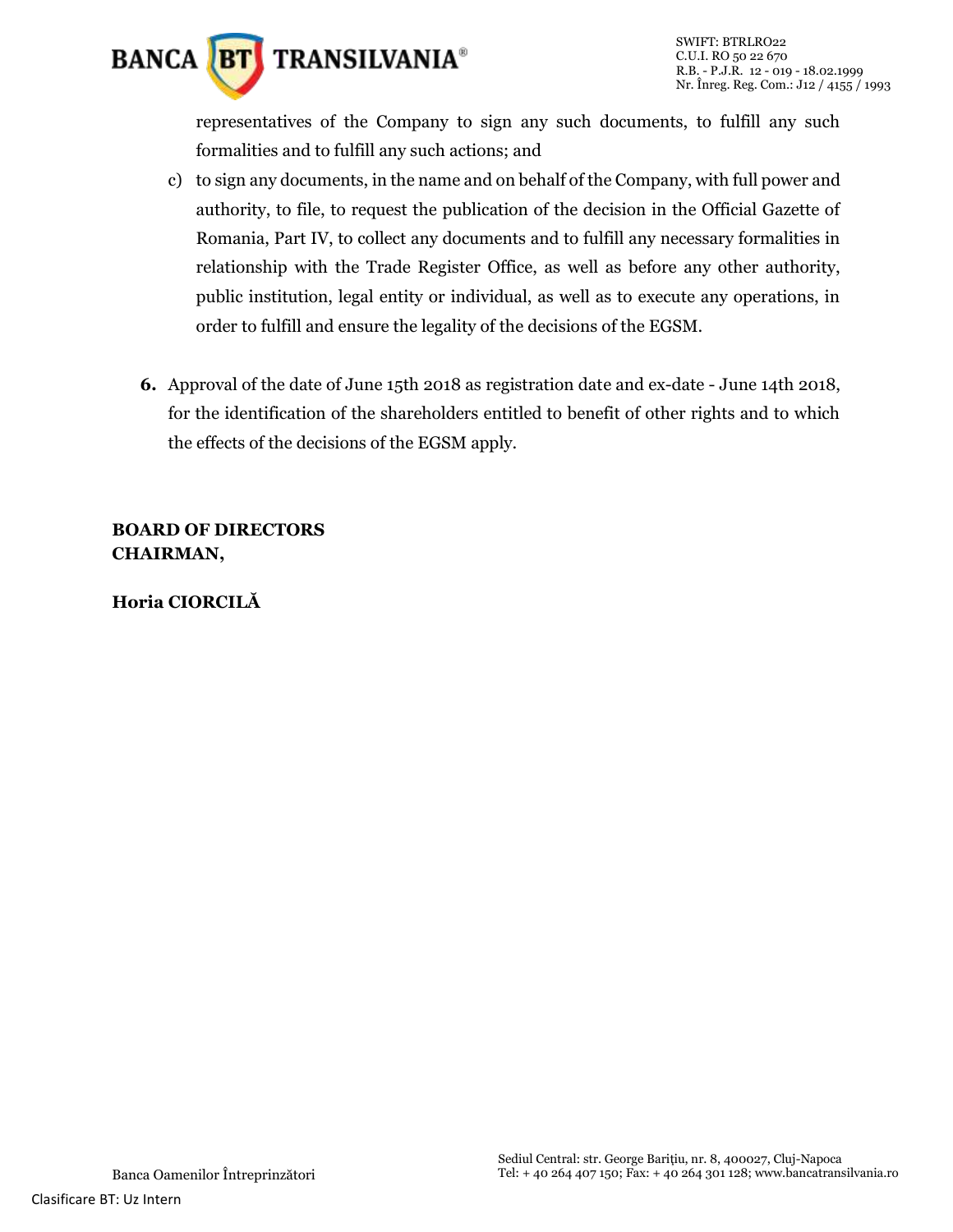representatives of the Company to sign any such documents, to fulfill any such formalities and to fulfill any such actions; and

c) to sign any documents, in the name and on behalf of the Company, with full power and authority, to file, to request the publication of the decision in the Official Gazette of Romania, Part IV, to collect any documents and to fulfill any necessary formalities in relationship with the Trade Register Office, as well as before any other authority, public institution, legal entity or individual, as well as to execute any operations, in order to fulfill and ensure the legality of the decisions of the EGSM.

**6.** Approval of the date of June 15th 2018 as registration date and ex-date - June 14th 2018, for the identification of the shareholders entitled to benefit of other rights and to which the effects of the decisions of the EGSM apply.

**BOARD OF DIRECTORS**
**CHAIRMAN,**

**Horia CIORCILĂ**